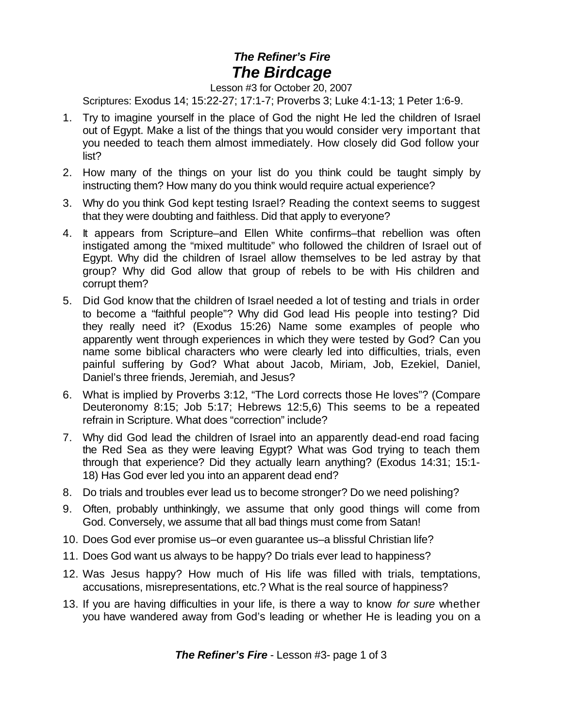# *The Refiner's Fire*
## *The Birdcage*

Lesson #3 for October 20, 2007

Scriptures: Exodus 14; 15:22-27; 17:1-7; Proverbs 3; Luke 4:1-13; 1 Peter 1:6-9.

1. Try to imagine yourself in the place of God the night He led the children of Israel out of Egypt. Make a list of the things that you would consider very important that you needed to teach them almost immediately. How closely did God follow your list?
2. How many of the things on your list do you think could be taught simply by instructing them? How many do you think would require actual experience?
3. Why do you think God kept testing Israel? Reading the context seems to suggest that they were doubting and faithless. Did that apply to everyone?
4. It appears from Scripture–and Ellen White confirms–that rebellion was often instigated among the "mixed multitude" who followed the children of Israel out of Egypt. Why did the children of Israel allow themselves to be led astray by that group? Why did God allow that group of rebels to be with His children and corrupt them?
5. Did God know that the children of Israel needed a lot of testing and trials in order to become a "faithful people"? Why did God lead His people into testing? Did they really need it? (Exodus 15:26) Name some examples of people who apparently went through experiences in which they were tested by God? Can you name some biblical characters who were clearly led into difficulties, trials, even painful suffering by God? What about Jacob, Miriam, Job, Ezekiel, Daniel, Daniel's three friends, Jeremiah, and Jesus?
6. What is implied by Proverbs 3:12, "The Lord corrects those He loves"? (Compare Deuteronomy 8:15; Job 5:17; Hebrews 12:5,6) This seems to be a repeated refrain in Scripture. What does "correction" include?
7. Why did God lead the children of Israel into an apparently dead-end road facing the Red Sea as they were leaving Egypt? What was God trying to teach them through that experience? Did they actually learn anything? (Exodus 14:31; 15:1-18) Has God ever led you into an apparent dead end?
8. Do trials and troubles ever lead us to become stronger? Do we need polishing?
9. Often, probably unthinkingly, we assume that only good things will come from God. Conversely, we assume that all bad things must come from Satan!
10. Does God ever promise us–or even guarantee us–a blissful Christian life?
11. Does God want us always to be happy? Do trials ever lead to happiness?
12. Was Jesus happy? How much of His life was filled with trials, temptations, accusations, misrepresentations, etc.? What is the real source of happiness?
13. If you are having difficulties in your life, is there a way to know *for sure* whether you have wandered away from God's leading or whether He is leading you on a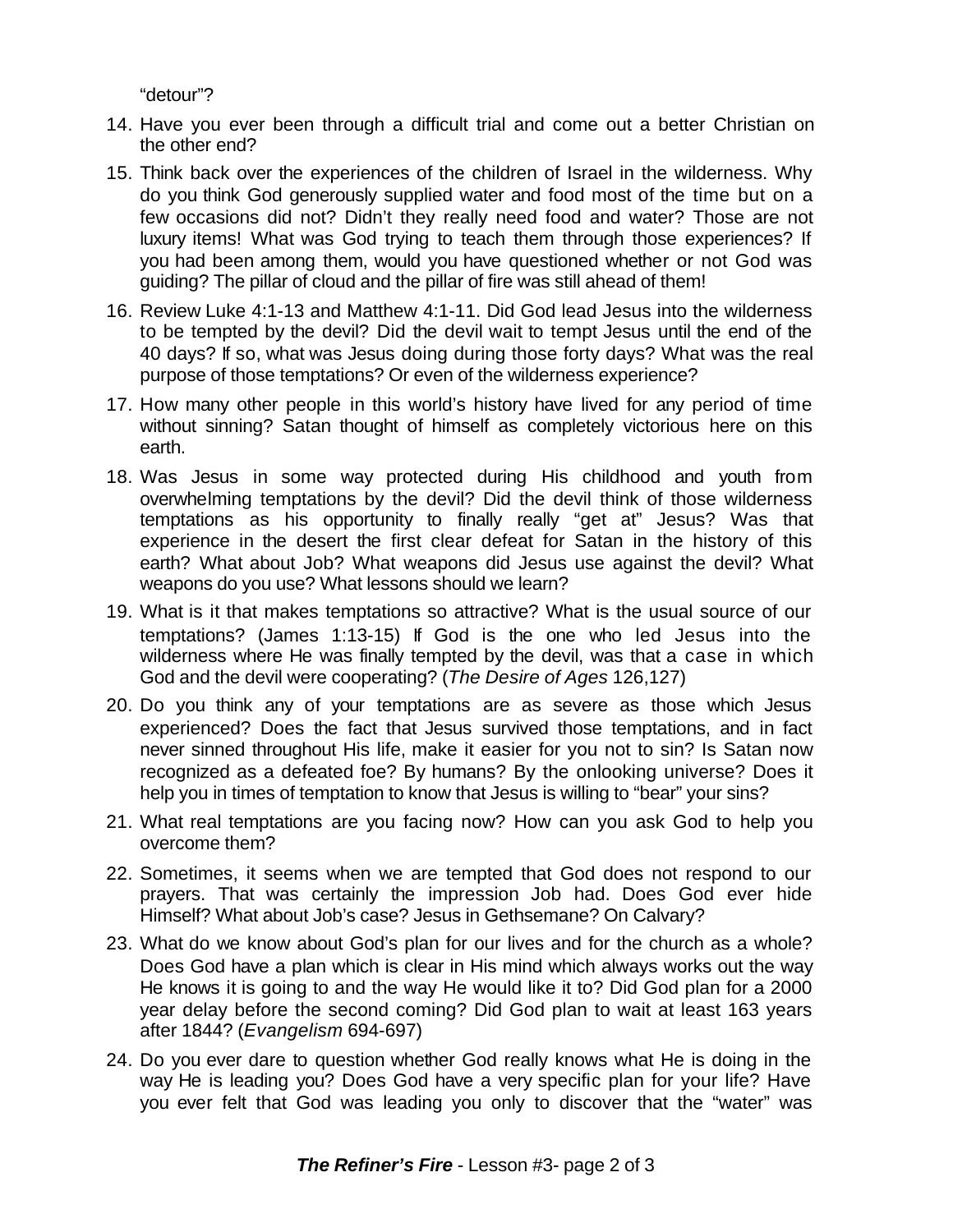"detour"?

14. Have you ever been through a difficult trial and come out a better Christian on the other end?
15. Think back over the experiences of the children of Israel in the wilderness. Why do you think God generously supplied water and food most of the time but on a few occasions did not? Didn't they really need food and water? Those are not luxury items! What was God trying to teach them through those experiences? If you had been among them, would you have questioned whether or not God was guiding? The pillar of cloud and the pillar of fire was still ahead of them!
16. Review Luke 4:1-13 and Matthew 4:1-11. Did God lead Jesus into the wilderness to be tempted by the devil? Did the devil wait to tempt Jesus until the end of the 40 days? If so, what was Jesus doing during those forty days? What was the real purpose of those temptations? Or even of the wilderness experience?
17. How many other people in this world's history have lived for any period of time without sinning? Satan thought of himself as completely victorious here on this earth.
18. Was Jesus in some way protected during His childhood and youth from overwhelming temptations by the devil? Did the devil think of those wilderness temptations as his opportunity to finally really "get at" Jesus? Was that experience in the desert the first clear defeat for Satan in the history of this earth? What about Job? What weapons did Jesus use against the devil? What weapons do you use? What lessons should we learn?
19. What is it that makes temptations so attractive? What is the usual source of our temptations? (James 1:13-15) If God is the one who led Jesus into the wilderness where He was finally tempted by the devil, was that a case in which God and the devil were cooperating? (*The Desire of Ages* 126,127)
20. Do you think any of your temptations are as severe as those which Jesus experienced? Does the fact that Jesus survived those temptations, and in fact never sinned throughout His life, make it easier for you not to sin? Is Satan now recognized as a defeated foe? By humans? By the onlooking universe? Does it help you in times of temptation to know that Jesus is willing to "bear" your sins?
21. What real temptations are you facing now? How can you ask God to help you overcome them?
22. Sometimes, it seems when we are tempted that God does not respond to our prayers. That was certainly the impression Job had. Does God ever hide Himself? What about Job's case? Jesus in Gethsemane? On Calvary?
23. What do we know about God's plan for our lives and for the church as a whole? Does God have a plan which is clear in His mind which always works out the way He knows it is going to and the way He would like it to? Did God plan for a 2000 year delay before the second coming? Did God plan to wait at least 163 years after 1844? (*Evangelism* 694-697)
24. Do you ever dare to question whether God really knows what He is doing in the way He is leading you? Does God have a very specific plan for your life? Have you ever felt that God was leading you only to discover that the "water" was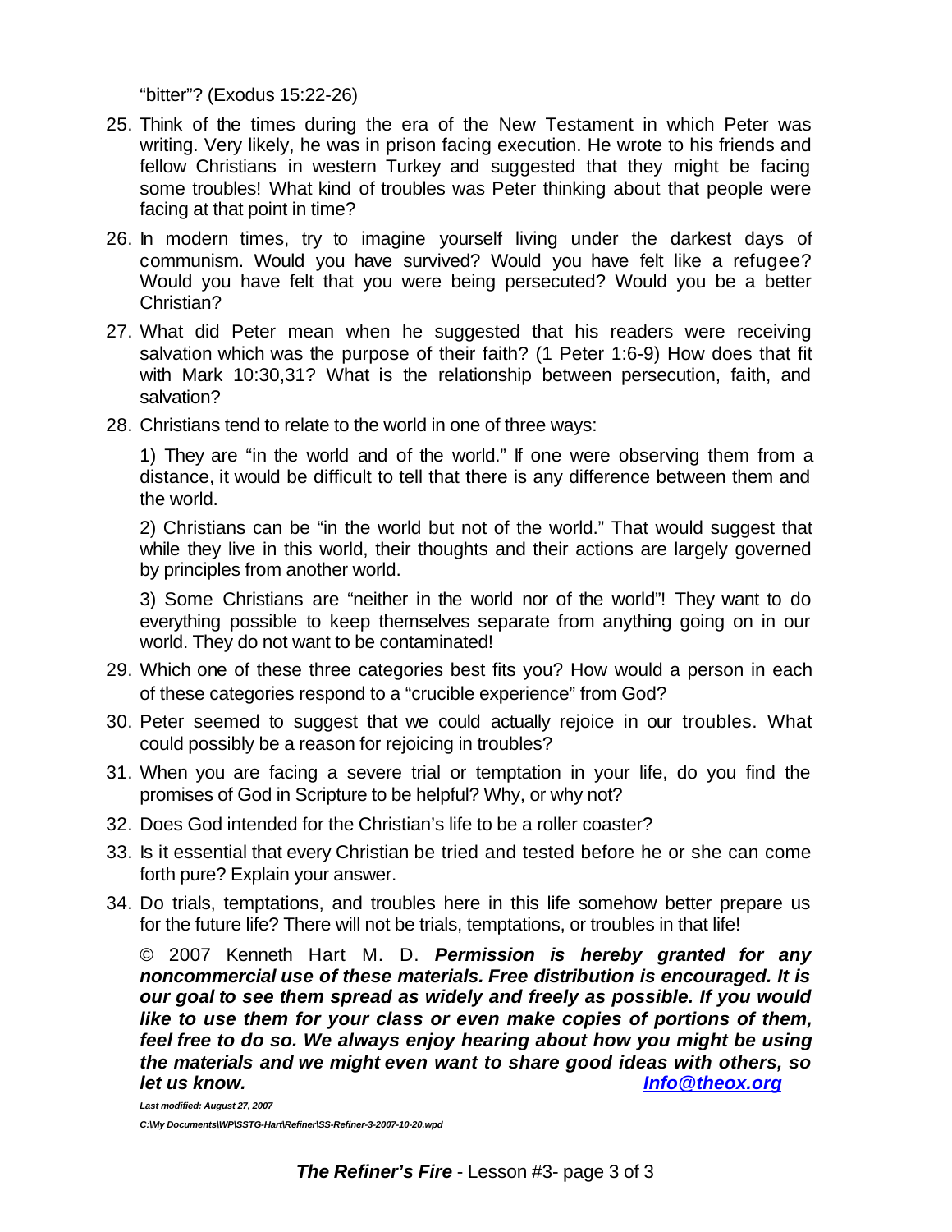"bitter"? (Exodus 15:22-26)

25. Think of the times during the era of the New Testament in which Peter was writing. Very likely, he was in prison facing execution. He wrote to his friends and fellow Christians in western Turkey and suggested that they might be facing some troubles! What kind of troubles was Peter thinking about that people were facing at that point in time?
26. In modern times, try to imagine yourself living under the darkest days of communism. Would you have survived? Would you have felt like a refugee? Would you have felt that you were being persecuted? Would you be a better Christian?
27. What did Peter mean when he suggested that his readers were receiving salvation which was the purpose of their faith? (1 Peter 1:6-9) How does that fit with Mark 10:30,31? What is the relationship between persecution, faith, and salvation?
28. Christians tend to relate to the world in one of three ways:

    1) They are "in the world and of the world." If one were observing them from a distance, it would be difficult to tell that there is any difference between them and the world.

    2) Christians can be "in the world but not of the world." That would suggest that while they live in this world, their thoughts and their actions are largely governed by principles from another world.

    3) Some Christians are "neither in the world nor of the world"! They want to do everything possible to keep themselves separate from anything going on in our world. They do not want to be contaminated!
29. Which one of these three categories best fits you? How would a person in each of these categories respond to a "crucible experience" from God?
30. Peter seemed to suggest that we could actually rejoice in our troubles. What could possibly be a reason for rejoicing in troubles?
31. When you are facing a severe trial or temptation in your life, do you find the promises of God in Scripture to be helpful? Why, or why not?
32. Does God intended for the Christian's life to be a roller coaster?
33. Is it essential that every Christian be tried and tested before he or she can come forth pure? Explain your answer.
34. Do trials, temptations, and troubles here in this life somehow better prepare us for the future life? There will not be trials, temptations, or troubles in that life!

© 2007 Kenneth Hart M. D. ***Permission is hereby granted for any noncommercial use of these materials. Free distribution is encouraged. It is our goal to see them spread as widely and freely as possible. If you would like to use them for your class or even make copies of portions of them, feel free to do so. We always enjoy hearing about how you might be using the materials and we might even want to share good ideas with others, so let us know.*** ***Info@theox.org***

*Last modified: August 27, 2007*

*C:\My Documents\WP\SSTG-Hart\Refiner\SS-Refiner-3-2007-10-20.wpd*